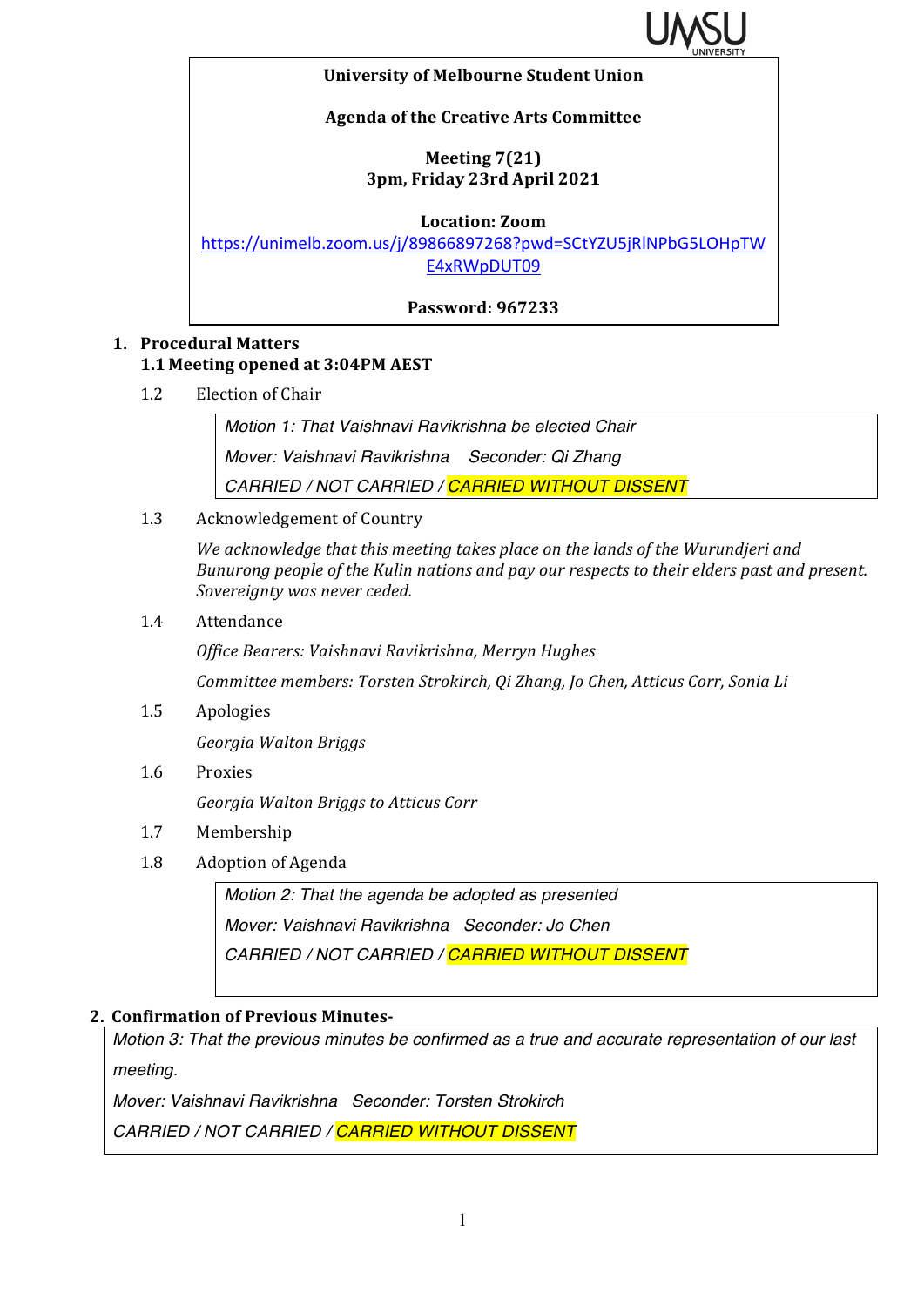**University of Melbourne Student Union**

**Agenda of the Creative Arts Committee**

**Meeting 7(21)**
**3pm, Friday 23rd April 2021**

**Location: Zoom**
https://unimelb.zoom.us/j/89866897268?pwd=SCtYZU5jRlNPbG5LOHpTWE4xRWpDUT09

**Password: 967233**

## 1. Procedural Matters

### 1.1 Meeting opened at 3:04PM AEST

1.2 Election of Chair

> *Motion 1: That Vaishnavi Ravikrishna be elected Chair*
>
> *Mover: Vaishnavi Ravikrishna   Seconder: Qi Zhang*
>
> *CARRIED / NOT CARRIED / CARRIED WITHOUT DISSENT*

1.3 Acknowledgement of Country

*We acknowledge that this meeting takes place on the lands of the Wurundjeri and Bunurong people of the Kulin nations and pay our respects to their elders past and present. Sovereignty was never ceded.*

1.4 Attendance

*Office Bearers: Vaishnavi Ravikrishna, Merryn Hughes*

*Committee members: Torsten Strokirch, Qi Zhang, Jo Chen, Atticus Corr, Sonia Li*

1.5 Apologies

*Georgia Walton Briggs*

1.6 Proxies

*Georgia Walton Briggs to Atticus Corr*

1.7 Membership

1.8 Adoption of Agenda

> *Motion 2: That the agenda be adopted as presented*
>
> *Mover: Vaishnavi Ravikrishna   Seconder: Jo Chen*
>
> *CARRIED / NOT CARRIED / CARRIED WITHOUT DISSENT*

## 2. Confirmation of Previous Minutes-

> *Motion 3: That the previous minutes be confirmed as a true and accurate representation of our last meeting.*
>
> *Mover: Vaishnavi Ravikrishna   Seconder: Torsten Strokirch*
>
> *CARRIED / NOT CARRIED / CARRIED WITHOUT DISSENT*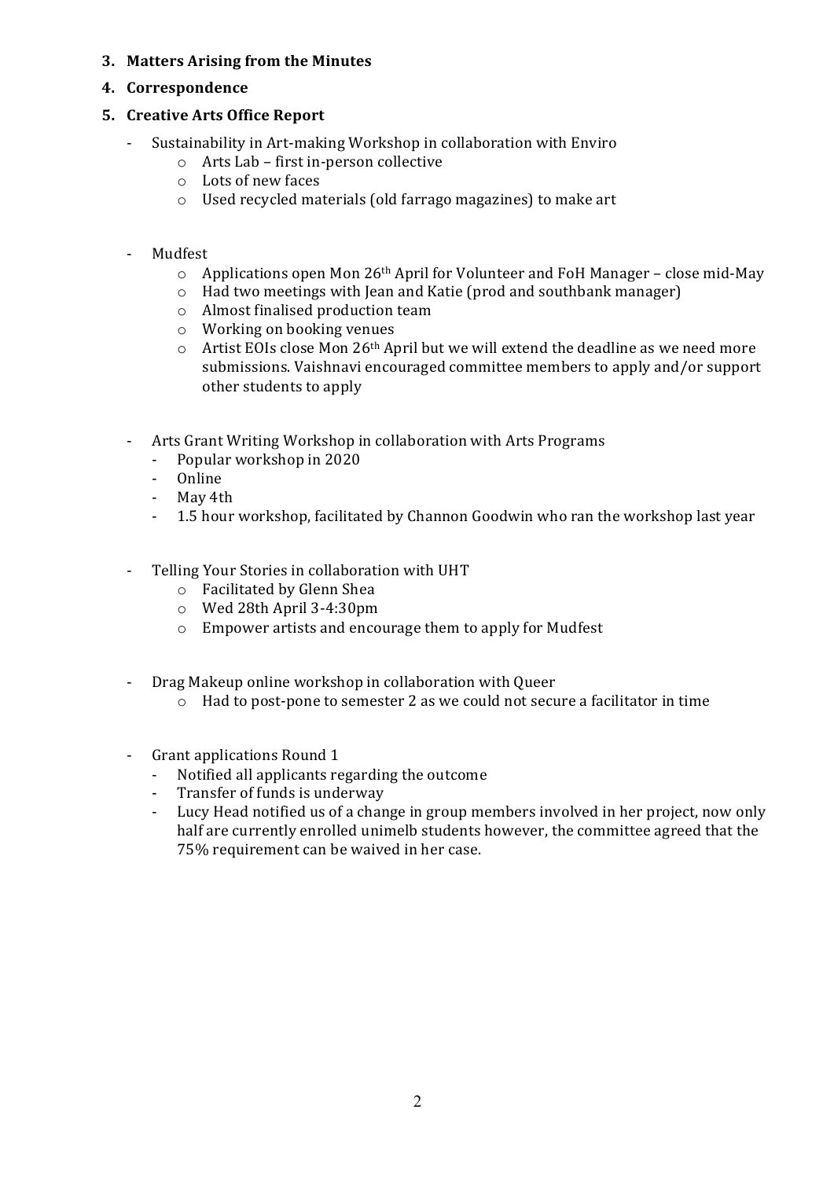3. **Matters Arising from the Minutes**
4. **Correspondence**
5. **Creative Arts Office Report**

- Sustainability in Art-making Workshop in collaboration with Enviro
    - Arts Lab – first in-person collective
    - Lots of new faces
    - Used recycled materials (old farrago magazines) to make art

- Mudfest
    - Applications open Mon 26th April for Volunteer and FoH Manager – close mid-May
    - Had two meetings with Jean and Katie (prod and southbank manager)
    - Almost finalised production team
    - Working on booking venues
    - Artist EOIs close Mon 26th April but we will extend the deadline as we need more submissions. Vaishnavi encouraged committee members to apply and/or support other students to apply

- Arts Grant Writing Workshop in collaboration with Arts Programs
    - Popular workshop in 2020
    - Online
    - May 4th
    - 1.5 hour workshop, facilitated by Channon Goodwin who ran the workshop last year

- Telling Your Stories in collaboration with UHT
    - Facilitated by Glenn Shea
    - Wed 28th April 3-4:30pm
    - Empower artists and encourage them to apply for Mudfest

- Drag Makeup online workshop in collaboration with Queer
    - Had to post-pone to semester 2 as we could not secure a facilitator in time

- Grant applications Round 1
    - Notified all applicants regarding the outcome
    - Transfer of funds is underway
    - Lucy Head notified us of a change in group members involved in her project, now only half are currently enrolled unimelb students however, the committee agreed that the 75% requirement can be waived in her case.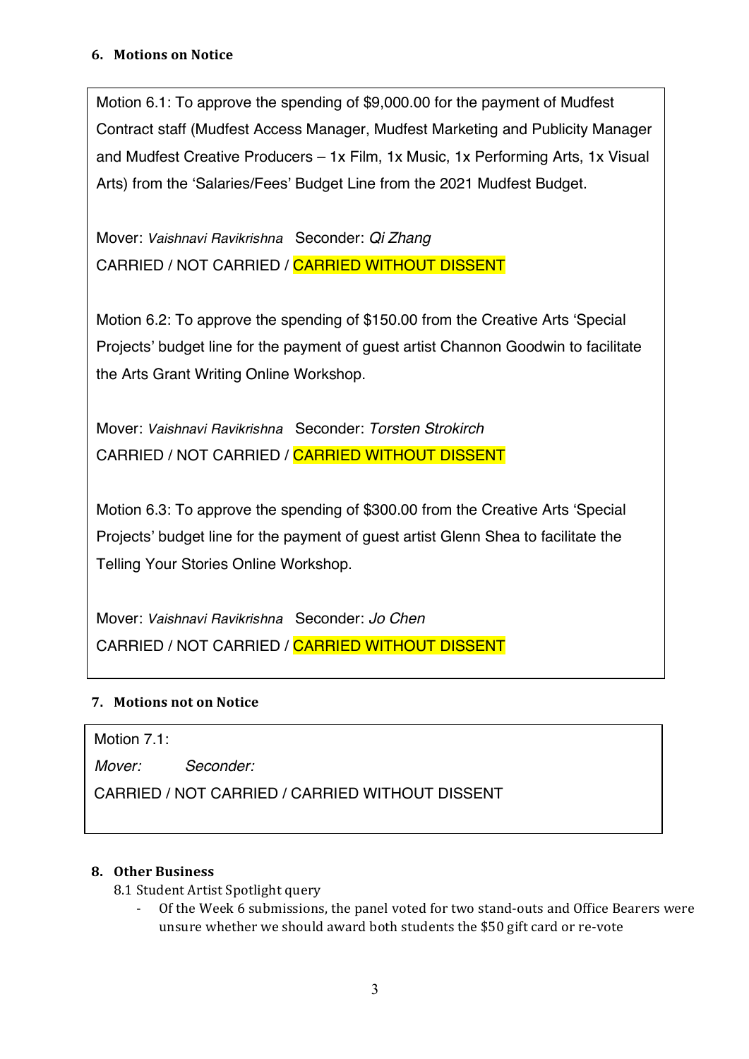## 6. Motions on Notice

Motion 6.1: To approve the spending of $9,000.00 for the payment of Mudfest Contract staff (Mudfest Access Manager, Mudfest Marketing and Publicity Manager and Mudfest Creative Producers – 1x Film, 1x Music, 1x Performing Arts, 1x Visual Arts) from the 'Salaries/Fees' Budget Line from the 2021 Mudfest Budget.

Mover: *Vaishnavi Ravikrishna* Seconder: *Qi Zhang*
CARRIED / NOT CARRIED / **CARRIED WITHOUT DISSENT**

Motion 6.2: To approve the spending of $150.00 from the Creative Arts 'Special Projects' budget line for the payment of guest artist Channon Goodwin to facilitate the Arts Grant Writing Online Workshop.

Mover: *Vaishnavi Ravikrishna* Seconder: *Torsten Strokirch*
CARRIED / NOT CARRIED / **CARRIED WITHOUT DISSENT**

Motion 6.3: To approve the spending of $300.00 from the Creative Arts 'Special Projects' budget line for the payment of guest artist Glenn Shea to facilitate the Telling Your Stories Online Workshop.

Mover: *Vaishnavi Ravikrishna* Seconder: *Jo Chen*
CARRIED / NOT CARRIED / **CARRIED WITHOUT DISSENT**

## 7. Motions not on Notice

Motion 7.1:
*Mover:* *Seconder:*
CARRIED / NOT CARRIED / CARRIED WITHOUT DISSENT

## 8. Other Business

8.1 Student Artist Spotlight query

- Of the Week 6 submissions, the panel voted for two stand-outs and Office Bearers were unsure whether we should award both students the $50 gift card or re-vote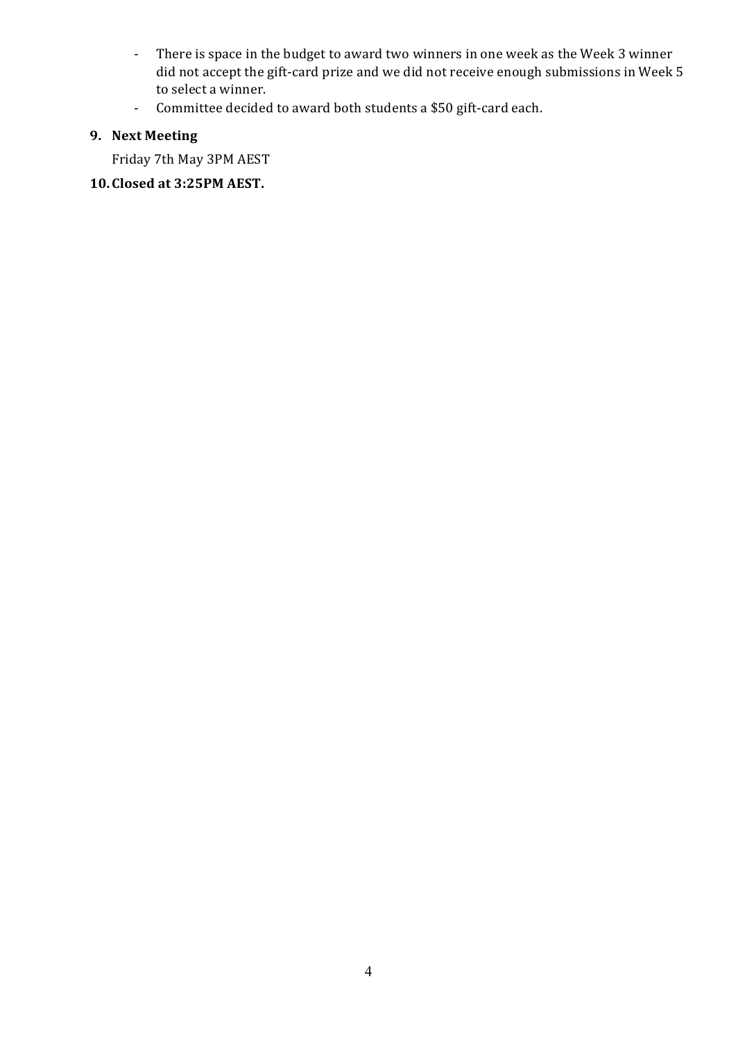- There is space in the budget to award two winners in one week as the Week 3 winner did not accept the gift-card prize and we did not receive enough submissions in Week 5 to select a winner.
- Committee decided to award both students a $50 gift-card each.

**9. Next Meeting**

Friday 7th May 3PM AEST

**10. Closed at 3:25PM AEST.**